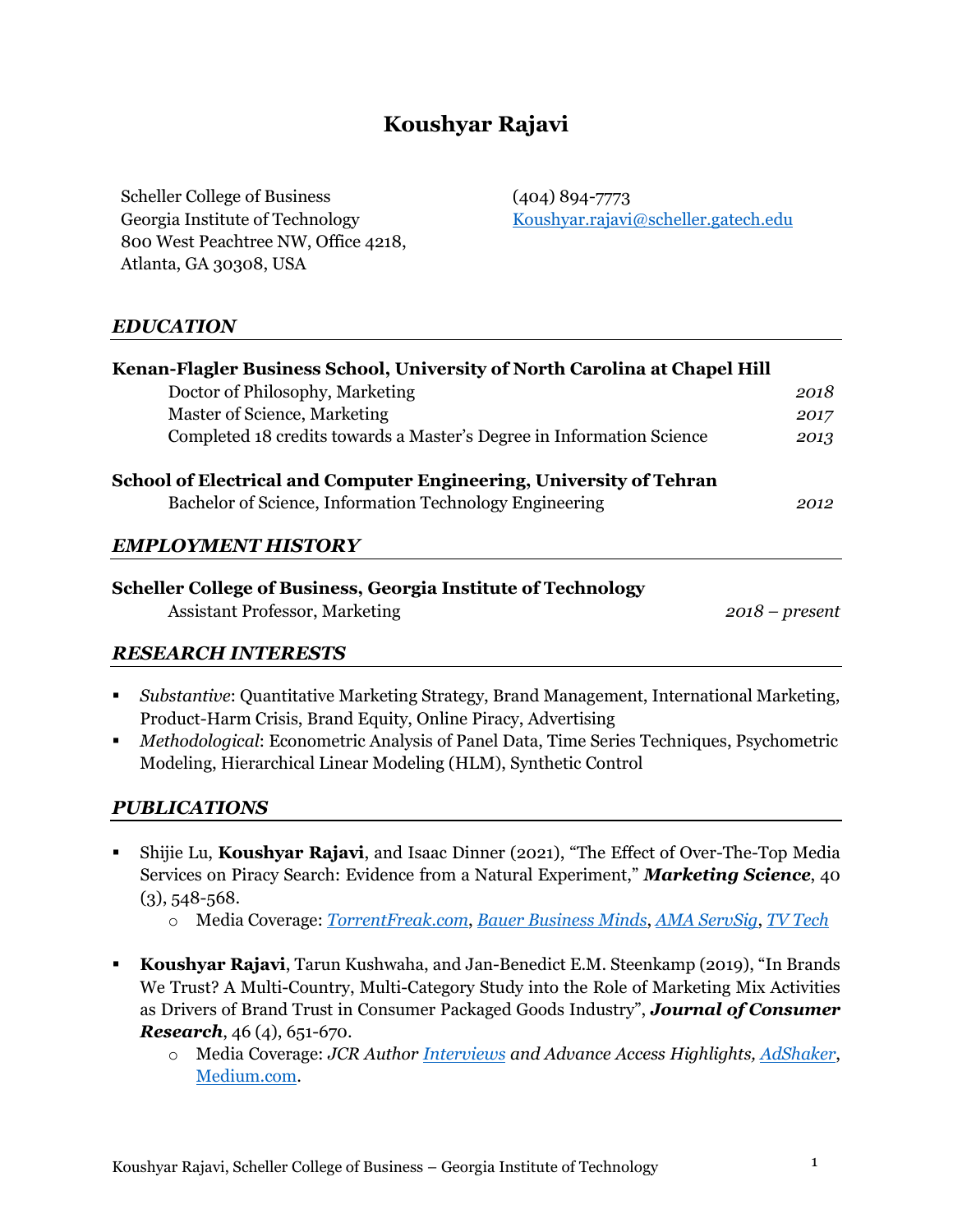# Koushyar Rajavi

Scheller College of Business
Georgia Institute of Technology
800 West Peachtree NW, Office 4218,
Atlanta, GA 30308, USA

(404) 894-7773
Koushyar.rajavi@scheller.gatech.edu

## *EDUCATION*

**Kenan-Flagler Business School, University of North Carolina at Chapel Hill**

Doctor of Philosophy, Marketing *2018*
Master of Science, Marketing *2017*
Completed 18 credits towards a Master's Degree in Information Science *2013*

**School of Electrical and Computer Engineering, University of Tehran**

Bachelor of Science, Information Technology Engineering *2012*

## *EMPLOYMENT HISTORY*

**Scheller College of Business, Georgia Institute of Technology**

Assistant Professor, Marketing *2018 – present*

## *RESEARCH INTERESTS*

- *Substantive*: Quantitative Marketing Strategy, Brand Management, International Marketing, Product-Harm Crisis, Brand Equity, Online Piracy, Advertising
- *Methodological*: Econometric Analysis of Panel Data, Time Series Techniques, Psychometric Modeling, Hierarchical Linear Modeling (HLM), Synthetic Control

## *PUBLICATIONS*

- Shijie Lu, **Koushyar Rajavi**, and Isaac Dinner (2021), "The Effect of Over-The-Top Media Services on Piracy Search: Evidence from a Natural Experiment," ***Marketing Science***, 40 (3), 548-568.
  - Media Coverage: *TorrentFreak.com*, *Bauer Business Minds*, *AMA ServSig*, *TV Tech*

- **Koushyar Rajavi**, Tarun Kushwaha, and Jan-Benedict E.M. Steenkamp (2019), "In Brands We Trust? A Multi-Country, Multi-Category Study into the Role of Marketing Mix Activities as Drivers of Brand Trust in Consumer Packaged Goods Industry", ***Journal of Consumer Research***, 46 (4), 651-670.
  - Media Coverage: *JCR Author Interviews and Advance Access Highlights, AdShaker*, Medium.com.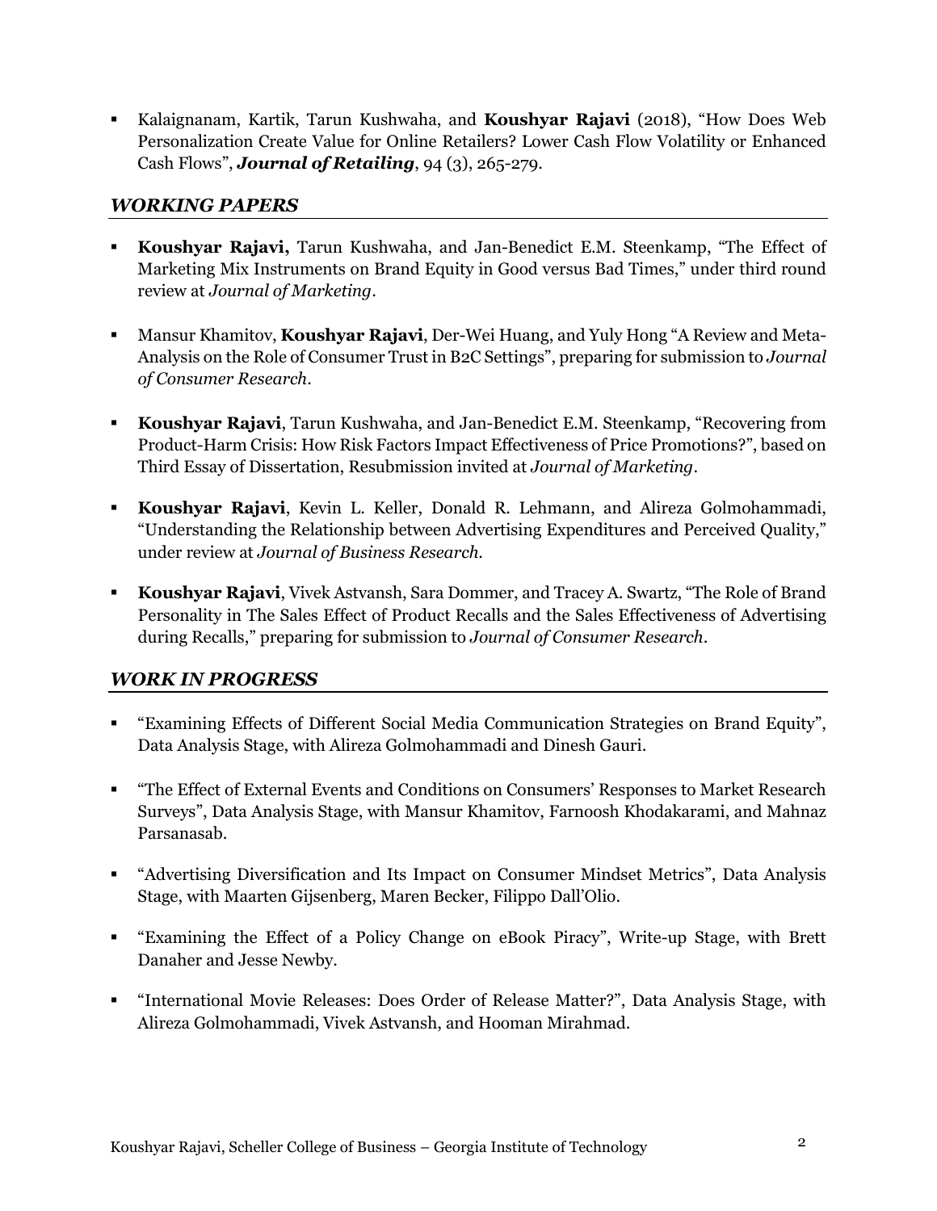- Kalaignanam, Kartik, Tarun Kushwaha, and **Koushyar Rajavi** (2018), "How Does Web Personalization Create Value for Online Retailers? Lower Cash Flow Volatility or Enhanced Cash Flows", ***Journal of Retailing***, 94 (3), 265-279.

## *WORKING PAPERS*

- **Koushyar Rajavi,** Tarun Kushwaha, and Jan-Benedict E.M. Steenkamp, "The Effect of Marketing Mix Instruments on Brand Equity in Good versus Bad Times," under third round review at *Journal of Marketing*.

- Mansur Khamitov, **Koushyar Rajavi**, Der-Wei Huang, and Yuly Hong "A Review and Meta-Analysis on the Role of Consumer Trust in B2C Settings", preparing for submission to *Journal of Consumer Research*.

- **Koushyar Rajavi**, Tarun Kushwaha, and Jan-Benedict E.M. Steenkamp, "Recovering from Product-Harm Crisis: How Risk Factors Impact Effectiveness of Price Promotions?", based on Third Essay of Dissertation, Resubmission invited at *Journal of Marketing*.

- **Koushyar Rajavi**, Kevin L. Keller, Donald R. Lehmann, and Alireza Golmohammadi, "Understanding the Relationship between Advertising Expenditures and Perceived Quality," under review at *Journal of Business Research*.

- **Koushyar Rajavi**, Vivek Astvansh, Sara Dommer, and Tracey A. Swartz, "The Role of Brand Personality in The Sales Effect of Product Recalls and the Sales Effectiveness of Advertising during Recalls," preparing for submission to *Journal of Consumer Research*.

## *WORK IN PROGRESS*

- "Examining Effects of Different Social Media Communication Strategies on Brand Equity", Data Analysis Stage, with Alireza Golmohammadi and Dinesh Gauri.

- "The Effect of External Events and Conditions on Consumers' Responses to Market Research Surveys", Data Analysis Stage, with Mansur Khamitov, Farnoosh Khodakarami, and Mahnaz Parsanasab.

- "Advertising Diversification and Its Impact on Consumer Mindset Metrics", Data Analysis Stage, with Maarten Gijsenberg, Maren Becker, Filippo Dall'Olio.

- "Examining the Effect of a Policy Change on eBook Piracy", Write-up Stage, with Brett Danaher and Jesse Newby.

- "International Movie Releases: Does Order of Release Matter?", Data Analysis Stage, with Alireza Golmohammadi, Vivek Astvansh, and Hooman Mirahmad.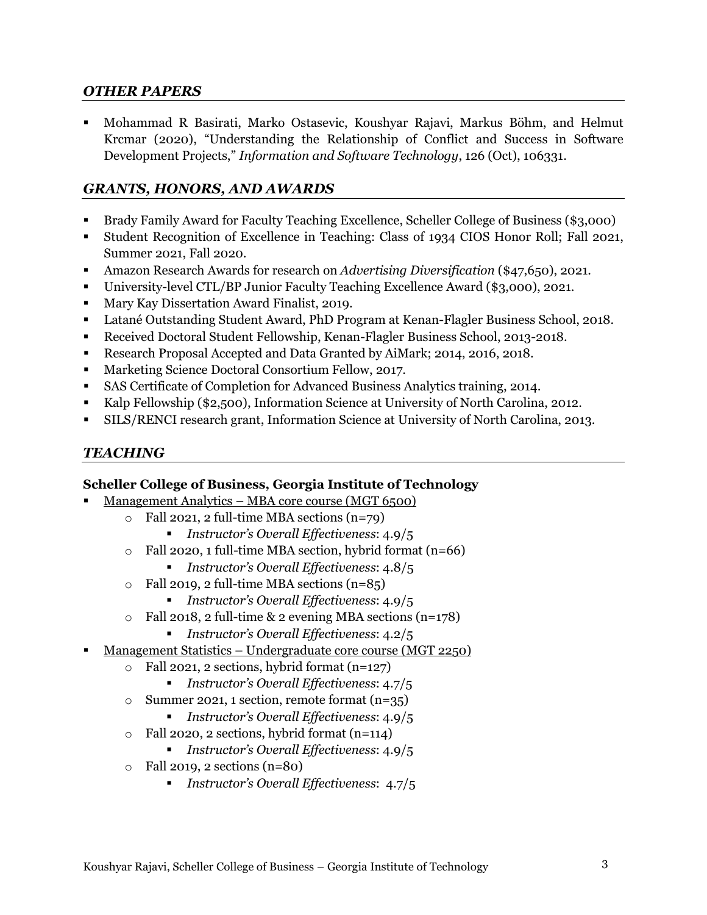## *OTHER PAPERS*

- Mohammad R Basirati, Marko Ostasevic, Koushyar Rajavi, Markus Böhm, and Helmut Krcmar (2020), "Understanding the Relationship of Conflict and Success in Software Development Projects," *Information and Software Technology*, 126 (Oct), 106331.

## *GRANTS, HONORS, AND AWARDS*

- Brady Family Award for Faculty Teaching Excellence, Scheller College of Business ($3,000)
- Student Recognition of Excellence in Teaching: Class of 1934 CIOS Honor Roll; Fall 2021, Summer 2021, Fall 2020.
- Amazon Research Awards for research on *Advertising Diversification* ($47,650), 2021.
- University-level CTL/BP Junior Faculty Teaching Excellence Award ($3,000), 2021.
- Mary Kay Dissertation Award Finalist, 2019.
- Latané Outstanding Student Award, PhD Program at Kenan-Flagler Business School, 2018.
- Received Doctoral Student Fellowship, Kenan-Flagler Business School, 2013-2018.
- Research Proposal Accepted and Data Granted by AiMark; 2014, 2016, 2018.
- Marketing Science Doctoral Consortium Fellow, 2017.
- SAS Certificate of Completion for Advanced Business Analytics training, 2014.
- Kalp Fellowship ($2,500), Information Science at University of North Carolina, 2012.
- SILS/RENCI research grant, Information Science at University of North Carolina, 2013.

## *TEACHING*

**Scheller College of Business, Georgia Institute of Technology**

- Management Analytics – MBA core course (MGT 6500)
  - Fall 2021, 2 full-time MBA sections (n=79)
    - *Instructor's Overall Effectiveness*: 4.9/5
  - Fall 2020, 1 full-time MBA section, hybrid format (n=66)
    - *Instructor's Overall Effectiveness*: 4.8/5
  - Fall 2019, 2 full-time MBA sections (n=85)
    - *Instructor's Overall Effectiveness*: 4.9/5
  - Fall 2018, 2 full-time & 2 evening MBA sections (n=178)
    - *Instructor's Overall Effectiveness*: 4.2/5
- Management Statistics – Undergraduate core course (MGT 2250)
  - Fall 2021, 2 sections, hybrid format (n=127)
    - *Instructor's Overall Effectiveness*: 4.7/5
  - Summer 2021, 1 section, remote format (n=35)
    - *Instructor's Overall Effectiveness*: 4.9/5
  - Fall 2020, 2 sections, hybrid format (n=114)
    - *Instructor's Overall Effectiveness*: 4.9/5
  - Fall 2019, 2 sections (n=80)
    - *Instructor's Overall Effectiveness*: 4.7/5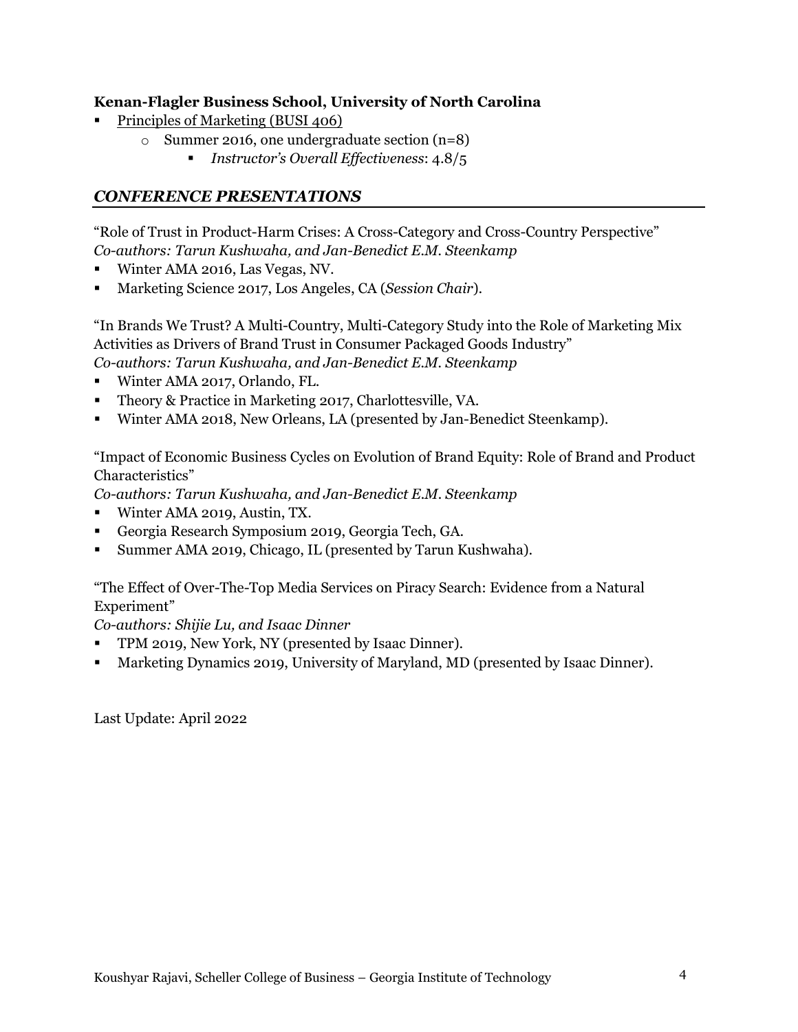**Kenan-Flagler Business School, University of North Carolina**

- Principles of Marketing (BUSI 406)
    - Summer 2016, one undergraduate section (n=8)
        - *Instructor's Overall Effectiveness*: 4.8/5

## *CONFERENCE PRESENTATIONS*

"Role of Trust in Product-Harm Crises: A Cross-Category and Cross-Country Perspective"
*Co-authors: Tarun Kushwaha, and Jan-Benedict E.M. Steenkamp*

- Winter AMA 2016, Las Vegas, NV.
- Marketing Science 2017, Los Angeles, CA (*Session Chair*).

"In Brands We Trust? A Multi-Country, Multi-Category Study into the Role of Marketing Mix Activities as Drivers of Brand Trust in Consumer Packaged Goods Industry"
*Co-authors: Tarun Kushwaha, and Jan-Benedict E.M. Steenkamp*

- Winter AMA 2017, Orlando, FL.
- Theory & Practice in Marketing 2017, Charlottesville, VA.
- Winter AMA 2018, New Orleans, LA (presented by Jan-Benedict Steenkamp).

"Impact of Economic Business Cycles on Evolution of Brand Equity: Role of Brand and Product Characteristics"
*Co-authors: Tarun Kushwaha, and Jan-Benedict E.M. Steenkamp*

- Winter AMA 2019, Austin, TX.
- Georgia Research Symposium 2019, Georgia Tech, GA.
- Summer AMA 2019, Chicago, IL (presented by Tarun Kushwaha).

"The Effect of Over-The-Top Media Services on Piracy Search: Evidence from a Natural Experiment"
*Co-authors: Shijie Lu, and Isaac Dinner*

- TPM 2019, New York, NY (presented by Isaac Dinner).
- Marketing Dynamics 2019, University of Maryland, MD (presented by Isaac Dinner).

Last Update: April 2022